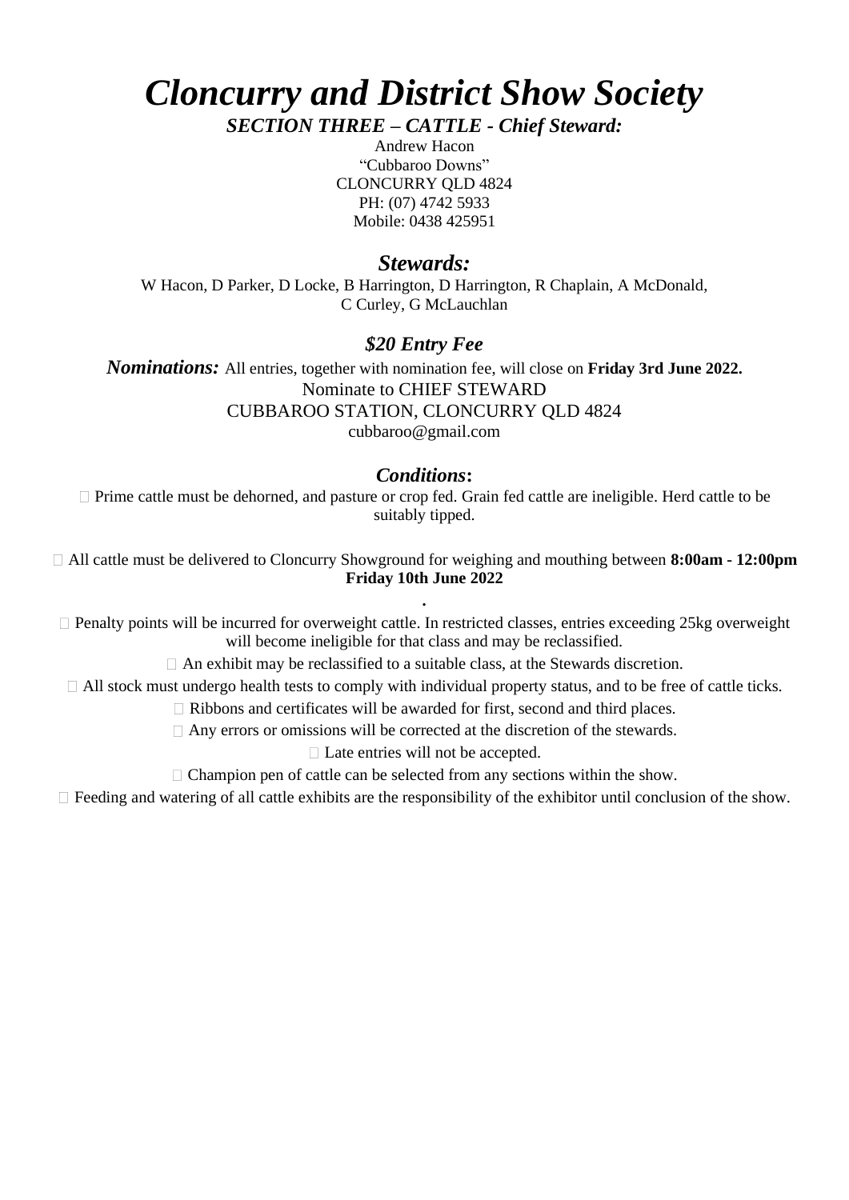# *Cloncurry and District Show Society*

***SECTION THREE – CATTLE - Chief Steward:***

Andrew Hacon
"Cubbaroo Downs"
CLONCURRY QLD 4824
PH: (07) 4742 5933
Mobile: 0438 425951

## *Stewards:*

W Hacon, D Parker, D Locke, B Harrington, D Harrington, R Chaplain, A McDonald, C Curley, G McLauchlan

## *$20 Entry Fee*

***Nominations:*** All entries, together with nomination fee, will close on **Friday 3rd June 2022.**

Nominate to CHIEF STEWARD
CUBBAROO STATION, CLONCURRY QLD 4824
cubbaroo@gmail.com

## *Conditions*:

- Prime cattle must be dehorned, and pasture or crop fed. Grain fed cattle are ineligible. Herd cattle to be suitably tipped.
- All cattle must be delivered to Cloncurry Showground for weighing and mouthing between **8:00am - 12:00pm Friday 10th June 2022**

  **.**
- Penalty points will be incurred for overweight cattle. In restricted classes, entries exceeding 25kg overweight will become ineligible for that class and may be reclassified.
- An exhibit may be reclassified to a suitable class, at the Stewards discretion.
- All stock must undergo health tests to comply with individual property status, and to be free of cattle ticks.
- Ribbons and certificates will be awarded for first, second and third places.
- Any errors or omissions will be corrected at the discretion of the stewards.
- Late entries will not be accepted.
- Champion pen of cattle can be selected from any sections within the show.
- Feeding and watering of all cattle exhibits are the responsibility of the exhibitor until conclusion of the show.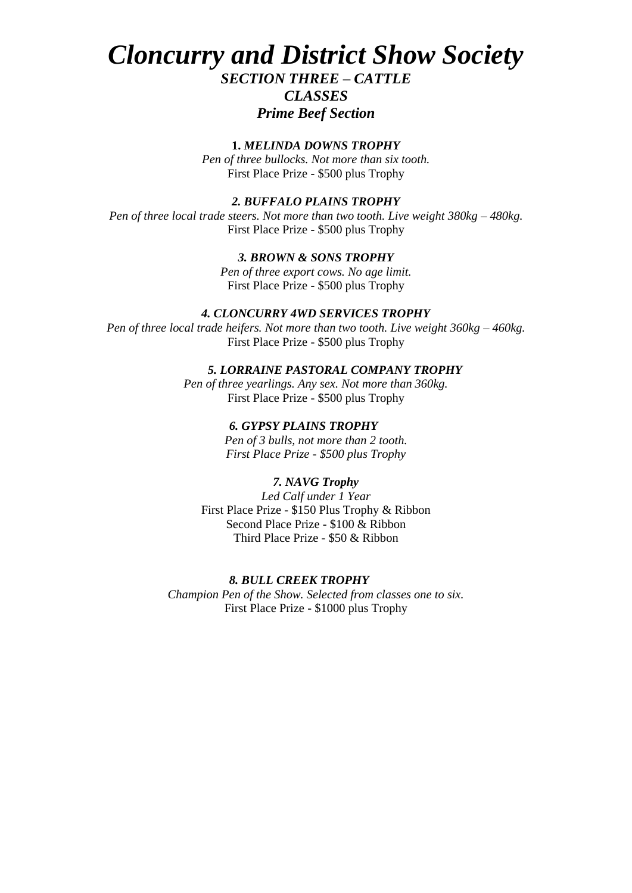# *Cloncurry and District Show Society*

## *SECTION THREE – CATTLE*

### *CLASSES*

### *Prime Beef Section*

**1. *MELINDA DOWNS TROPHY***

*Pen of three bullocks. Not more than six tooth.*

First Place Prize - $500 plus Trophy

***2. BUFFALO PLAINS TROPHY***

*Pen of three local trade steers. Not more than two tooth. Live weight 380kg – 480kg.*

First Place Prize - $500 plus Trophy

***3. BROWN & SONS TROPHY***

*Pen of three export cows. No age limit.*

First Place Prize - $500 plus Trophy

***4. CLONCURRY 4WD SERVICES TROPHY***

*Pen of three local trade heifers. Not more than two tooth. Live weight 360kg – 460kg.*

First Place Prize - $500 plus Trophy

***5. LORRAINE PASTORAL COMPANY TROPHY***

*Pen of three yearlings. Any sex. Not more than 360kg.*

First Place Prize - $500 plus Trophy

***6. GYPSY PLAINS TROPHY***

*Pen of 3 bulls, not more than 2 tooth.*

*First Place Prize - $500 plus Trophy*

***7. NAVG Trophy***

*Led Calf under 1 Year*

First Place Prize - $150 Plus Trophy & Ribbon

Second Place Prize - $100 & Ribbon

Third Place Prize - $50 & Ribbon

***8. BULL CREEK TROPHY***

*Champion Pen of the Show. Selected from classes one to six.*

First Place Prize - $1000 plus Trophy